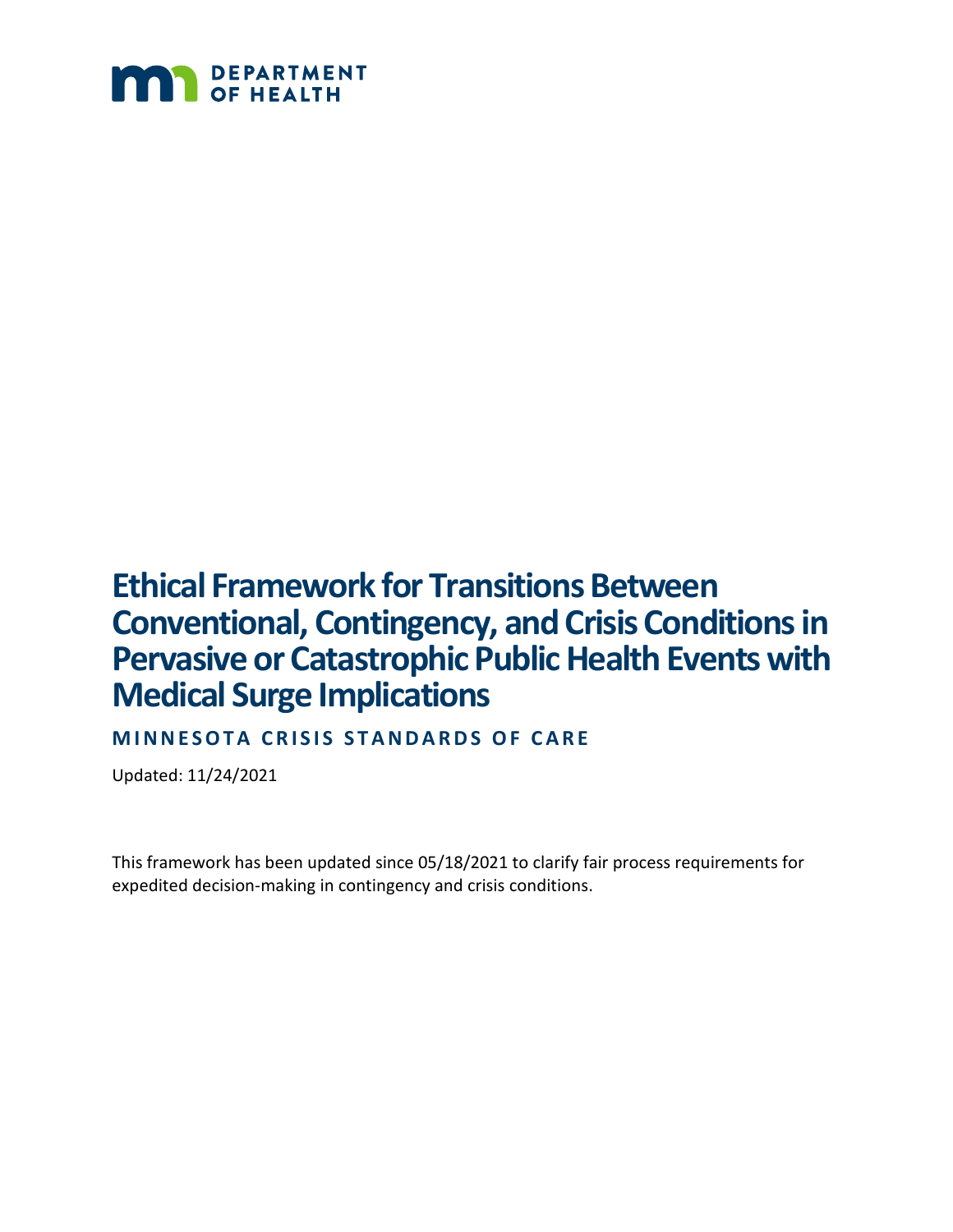# Ethical Framework for Transitions Between Conventional, Contingency, and Crisis Conditions in Pervasive or Catastrophic Public Health Events with Medical Surge Implications

## MINNESOTA CRISIS STANDARDS OF CARE

Updated: 11/24/2021

This framework has been updated since 05/18/2021 to clarify fair process requirements for expedited decision-making in contingency and crisis conditions.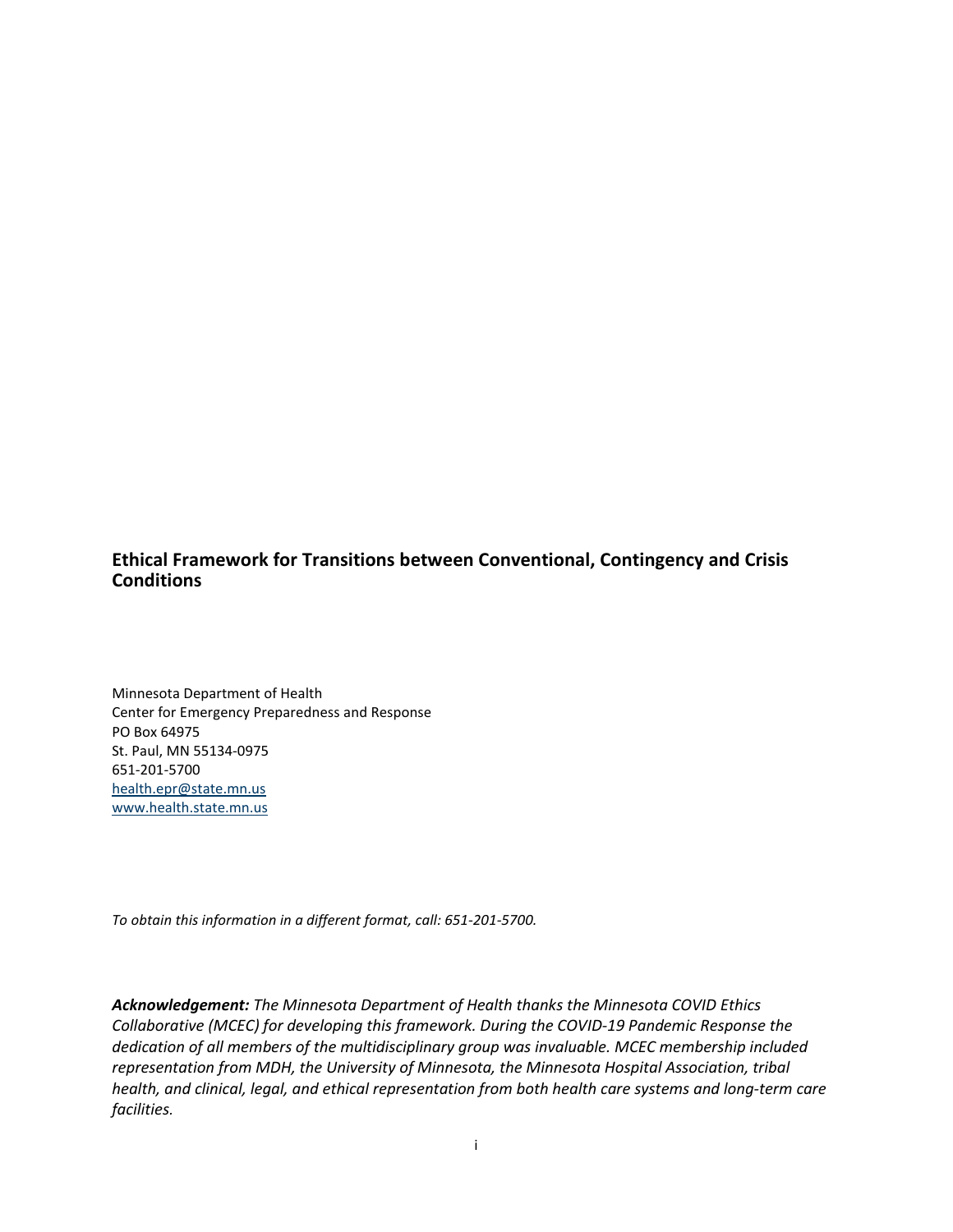**Ethical Framework for Transitions between Conventional, Contingency and Crisis Conditions**

Minnesota Department of Health
Center for Emergency Preparedness and Response
PO Box 64975
St. Paul, MN 55134-0975
651-201-5700
[health.epr@state.mn.us](mailto:health.epr@state.mn.us)
[www.health.state.mn.us](http://www.health.state.mn.us)

*To obtain this information in a different format, call: 651-201-5700.*

***Acknowledgement:*** *The Minnesota Department of Health thanks the Minnesota COVID Ethics Collaborative (MCEC) for developing this framework. During the COVID-19 Pandemic Response the dedication of all members of the multidisciplinary group was invaluable. MCEC membership included representation from MDH, the University of Minnesota, the Minnesota Hospital Association, tribal health, and clinical, legal, and ethical representation from both health care systems and long-term care facilities.*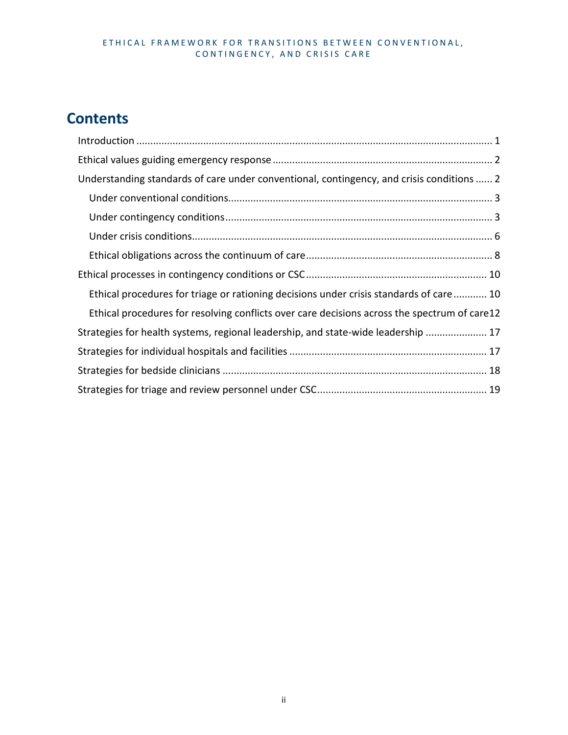# Contents

Introduction ..... 1

Ethical values guiding emergency response ..... 2

Understanding standards of care under conventional, contingency, and crisis conditions ..... 2

- Under conventional conditions ..... 3
- Under contingency conditions ..... 3
- Under crisis conditions ..... 6
- Ethical obligations across the continuum of care ..... 8

Ethical processes in contingency conditions or CSC ..... 10

- Ethical procedures for triage or rationing decisions under crisis standards of care ..... 10
- Ethical procedures for resolving conflicts over care decisions across the spectrum of care ..... 12

Strategies for health systems, regional leadership, and state-wide leadership ..... 17

Strategies for individual hospitals and facilities ..... 17

Strategies for bedside clinicians ..... 18

Strategies for triage and review personnel under CSC ..... 19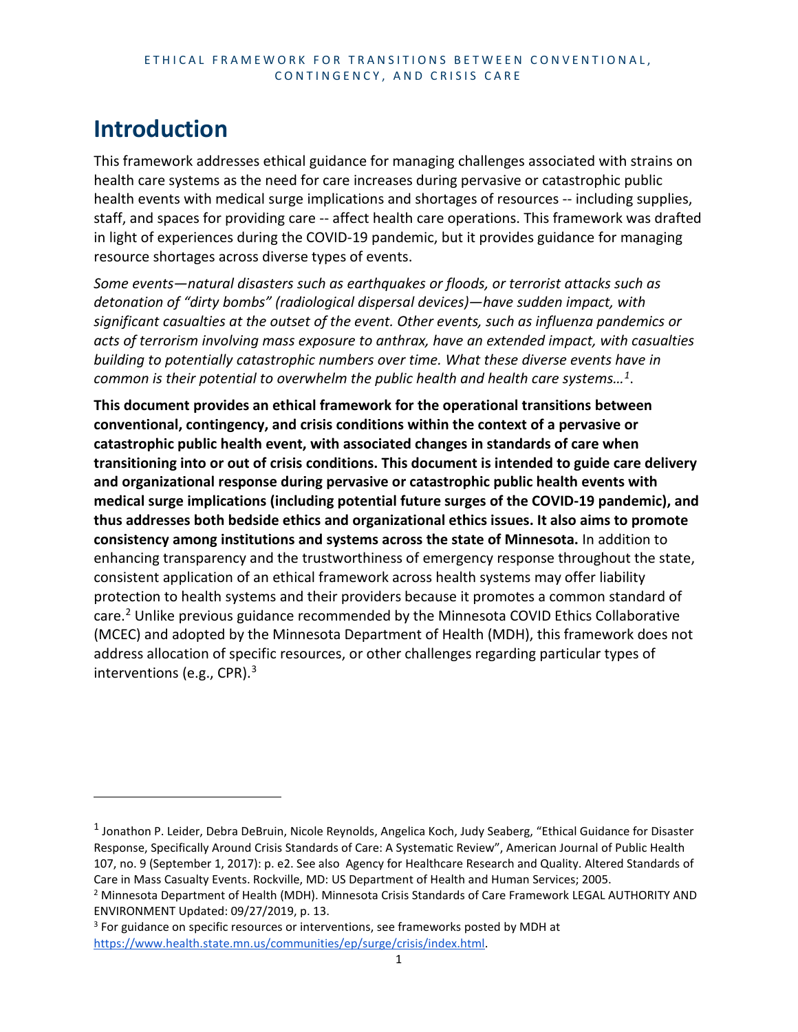# Introduction

This framework addresses ethical guidance for managing challenges associated with strains on health care systems as the need for care increases during pervasive or catastrophic public health events with medical surge implications and shortages of resources -- including supplies, staff, and spaces for providing care -- affect health care operations. This framework was drafted in light of experiences during the COVID-19 pandemic, but it provides guidance for managing resource shortages across diverse types of events.

*Some events—natural disasters such as earthquakes or floods, or terrorist attacks such as detonation of "dirty bombs" (radiological dispersal devices)—have sudden impact, with significant casualties at the outset of the event. Other events, such as influenza pandemics or acts of terrorism involving mass exposure to anthrax, have an extended impact, with casualties building to potentially catastrophic numbers over time. What these diverse events have in common is their potential to overwhelm the public health and health care systems…*[1].

**This document provides an ethical framework for the operational transitions between conventional, contingency, and crisis conditions within the context of a pervasive or catastrophic public health event, with associated changes in standards of care when transitioning into or out of crisis conditions. This document is intended to guide care delivery and organizational response during pervasive or catastrophic public health events with medical surge implications (including potential future surges of the COVID-19 pandemic), and thus addresses both bedside ethics and organizational ethics issues. It also aims to promote consistency among institutions and systems across the state of Minnesota.** In addition to enhancing transparency and the trustworthiness of emergency response throughout the state, consistent application of an ethical framework across health systems may offer liability protection to health systems and their providers because it promotes a common standard of care.[2] Unlike previous guidance recommended by the Minnesota COVID Ethics Collaborative (MCEC) and adopted by the Minnesota Department of Health (MDH), this framework does not address allocation of specific resources, or other challenges regarding particular types of interventions (e.g., CPR).[3]

---

[1] Jonathon P. Leider, Debra DeBruin, Nicole Reynolds, Angelica Koch, Judy Seaberg, "Ethical Guidance for Disaster Response, Specifically Around Crisis Standards of Care: A Systematic Review", American Journal of Public Health 107, no. 9 (September 1, 2017): p. e2. See also Agency for Healthcare Research and Quality. Altered Standards of Care in Mass Casualty Events. Rockville, MD: US Department of Health and Human Services; 2005.

[2] Minnesota Department of Health (MDH). Minnesota Crisis Standards of Care Framework LEGAL AUTHORITY AND ENVIRONMENT Updated: 09/27/2019, p. 13.

[3] For guidance on specific resources or interventions, see frameworks posted by MDH at https://www.health.state.mn.us/communities/ep/surge/crisis/index.html.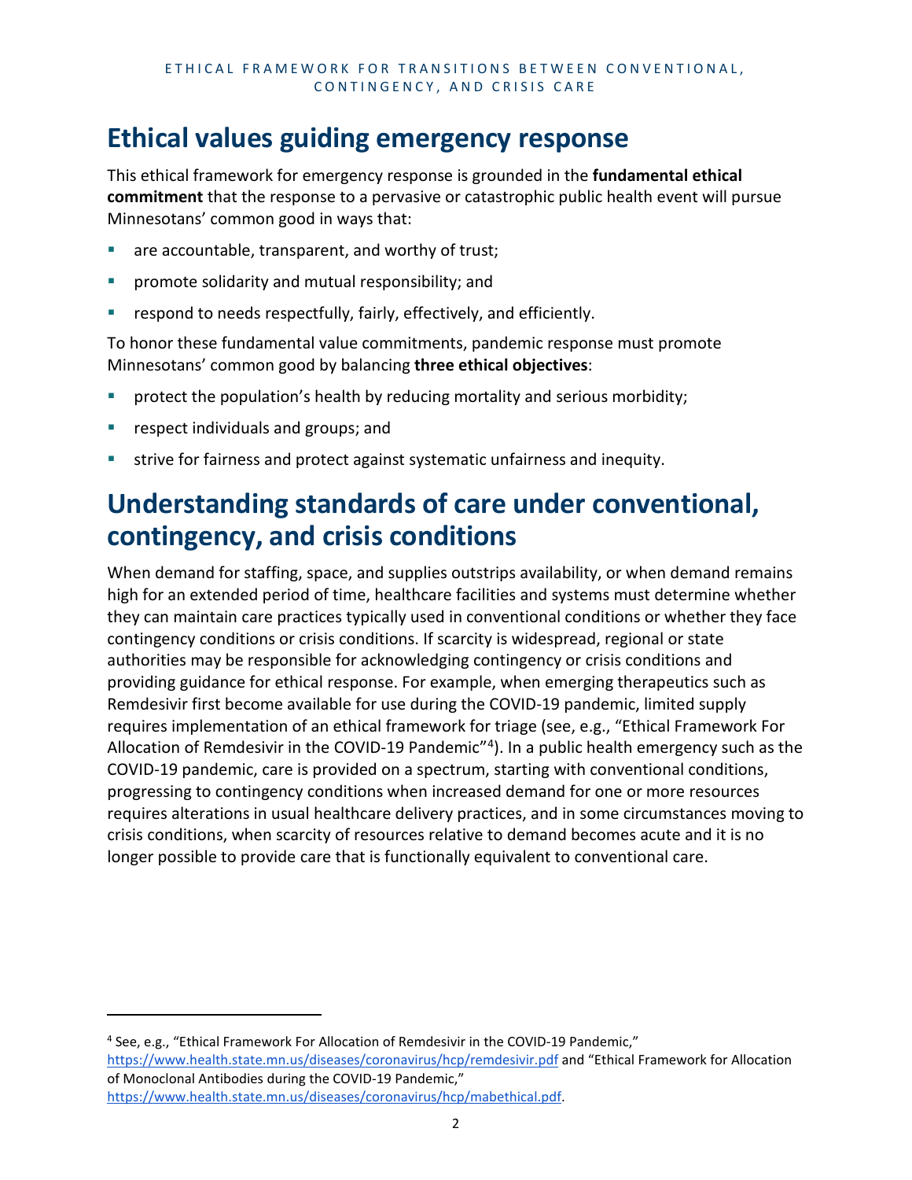## Ethical values guiding emergency response

This ethical framework for emergency response is grounded in the **fundamental ethical commitment** that the response to a pervasive or catastrophic public health event will pursue Minnesotans' common good in ways that:

- are accountable, transparent, and worthy of trust;
- promote solidarity and mutual responsibility; and
- respond to needs respectfully, fairly, effectively, and efficiently.

To honor these fundamental value commitments, pandemic response must promote Minnesotans' common good by balancing **three ethical objectives**:

- protect the population's health by reducing mortality and serious morbidity;
- respect individuals and groups; and
- strive for fairness and protect against systematic unfairness and inequity.

## Understanding standards of care under conventional, contingency, and crisis conditions

When demand for staffing, space, and supplies outstrips availability, or when demand remains high for an extended period of time, healthcare facilities and systems must determine whether they can maintain care practices typically used in conventional conditions or whether they face contingency conditions or crisis conditions. If scarcity is widespread, regional or state authorities may be responsible for acknowledging contingency or crisis conditions and providing guidance for ethical response. For example, when emerging therapeutics such as Remdesivir first become available for use during the COVID-19 pandemic, limited supply requires implementation of an ethical framework for triage (see, e.g., "Ethical Framework For Allocation of Remdesivir in the COVID-19 Pandemic"[4]). In a public health emergency such as the COVID-19 pandemic, care is provided on a spectrum, starting with conventional conditions, progressing to contingency conditions when increased demand for one or more resources requires alterations in usual healthcare delivery practices, and in some circumstances moving to crisis conditions, when scarcity of resources relative to demand becomes acute and it is no longer possible to provide care that is functionally equivalent to conventional care.

---

[4] See, e.g., "Ethical Framework For Allocation of Remdesivir in the COVID-19 Pandemic," https://www.health.state.mn.us/diseases/coronavirus/hcp/remdesivir.pdf and "Ethical Framework for Allocation of Monoclonal Antibodies during the COVID-19 Pandemic," https://www.health.state.mn.us/diseases/coronavirus/hcp/mabethical.pdf.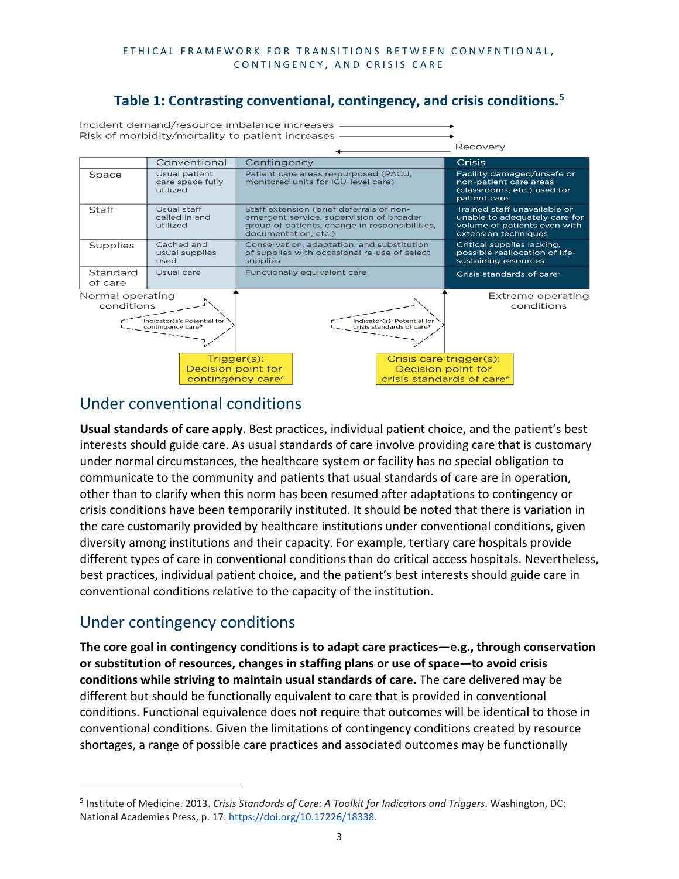## Table 1: Contrasting conventional, contingency, and crisis conditions.[5]

Incident demand/resource imbalance increases →
Risk of morbidity/mortality to patient increases →
← Recovery

| | Conventional | Contingency | Crisis |
|---|---|---|---|
| Space | Usual patient care space fully utilized | Patient care areas re-purposed (PACU, monitored units for ICU-level care) | Facility damaged/unsafe or non-patient care areas (classrooms, etc.) used for patient care |
| Staff | Usual staff called in and utilized | Staff extension (brief deferrals of non-emergent service, supervision of broader group of patients, change in responsibilities, documentation, etc.) | Trained staff unavailable or unable to adequately care for volume of patients even with extension techniques |
| Supplies | Cached and usual supplies used | Conservation, adaptation, and substitution of supplies with occasional re-use of select supplies | Critical supplies lacking, possible reallocation of life-sustaining resources |
| Standard of care | Usual care | Functionally equivalent care | Crisis standards of care[a] |

Normal operating conditions — Extreme operating conditions

Indicator(s): Potential for contingency care[b]

Trigger(s): Decision point for contingency care[c]

Indicator(s): Potential for crisis standards of care[d]

Crisis care trigger(s): Decision point for crisis standards of care[e]

## Under conventional conditions

**Usual standards of care apply**. Best practices, individual patient choice, and the patient's best interests should guide care. As usual standards of care involve providing care that is customary under normal circumstances, the healthcare system or facility has no special obligation to communicate to the community and patients that usual standards of care are in operation, other than to clarify when this norm has been resumed after adaptations to contingency or crisis conditions have been temporarily instituted. It should be noted that there is variation in the care customarily provided by healthcare institutions under conventional conditions, given diversity among institutions and their capacity. For example, tertiary care hospitals provide different types of care in conventional conditions than do critical access hospitals. Nevertheless, best practices, individual patient choice, and the patient's best interests should guide care in conventional conditions relative to the capacity of the institution.

## Under contingency conditions

**The core goal in contingency conditions is to adapt care practices—e.g., through conservation or substitution of resources, changes in staffing plans or use of space—to avoid crisis conditions while striving to maintain usual standards of care.** The care delivered may be different but should be functionally equivalent to care that is provided in conventional conditions. Functional equivalence does not require that outcomes will be identical to those in conventional conditions. Given the limitations of contingency conditions created by resource shortages, a range of possible care practices and associated outcomes may be functionally

[5] Institute of Medicine. 2013. *Crisis Standards of Care: A Toolkit for Indicators and Triggers*. Washington, DC: National Academies Press, p. 17. https://doi.org/10.17226/18338.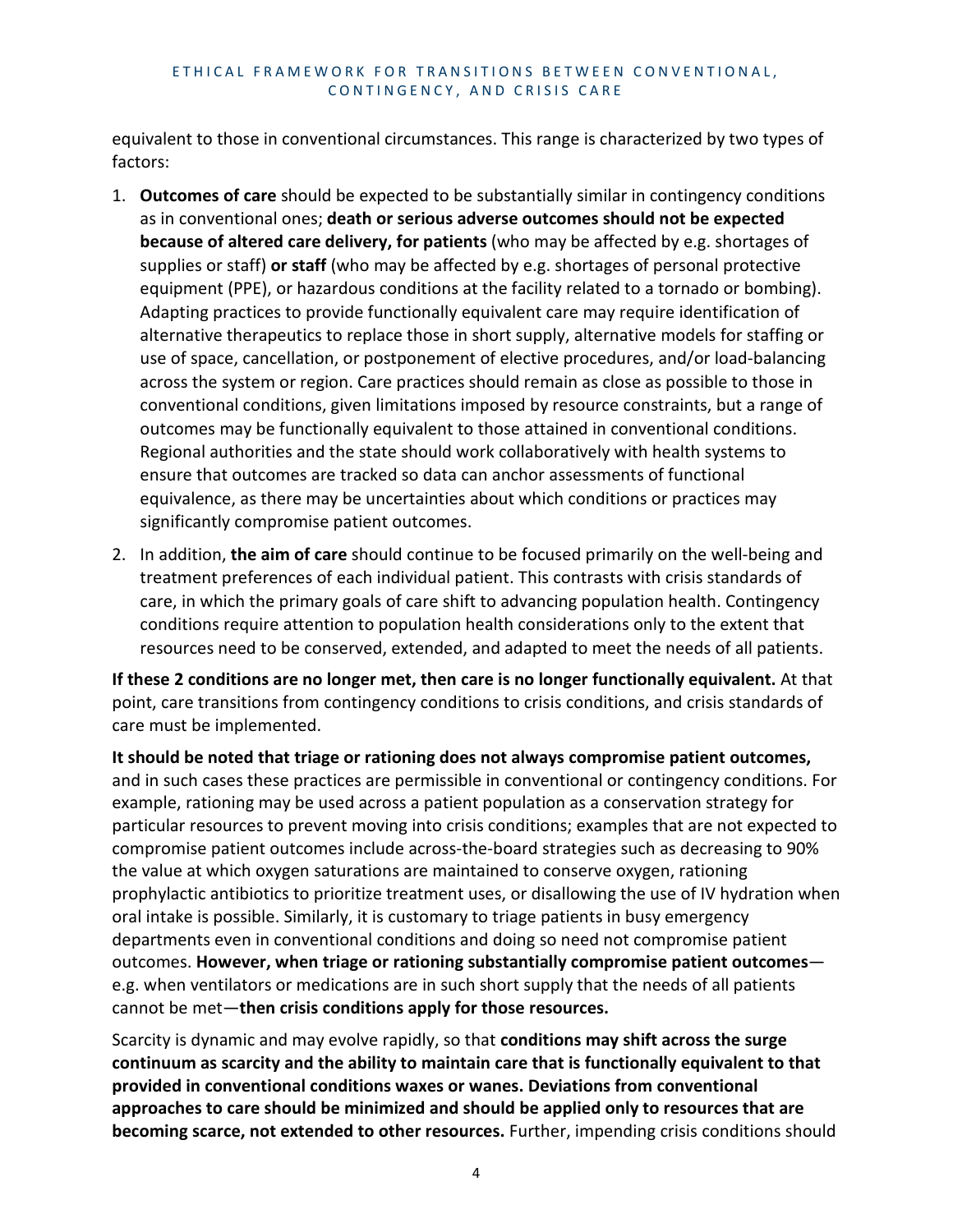equivalent to those in conventional circumstances. This range is characterized by two types of factors:

1. **Outcomes of care** should be expected to be substantially similar in contingency conditions as in conventional ones; **death or serious adverse outcomes should not be expected because of altered care delivery, for patients** (who may be affected by e.g. shortages of supplies or staff) **or staff** (who may be affected by e.g. shortages of personal protective equipment (PPE), or hazardous conditions at the facility related to a tornado or bombing). Adapting practices to provide functionally equivalent care may require identification of alternative therapeutics to replace those in short supply, alternative models for staffing or use of space, cancellation, or postponement of elective procedures, and/or load-balancing across the system or region. Care practices should remain as close as possible to those in conventional conditions, given limitations imposed by resource constraints, but a range of outcomes may be functionally equivalent to those attained in conventional conditions. Regional authorities and the state should work collaboratively with health systems to ensure that outcomes are tracked so data can anchor assessments of functional equivalence, as there may be uncertainties about which conditions or practices may significantly compromise patient outcomes.

2. In addition, **the aim of care** should continue to be focused primarily on the well-being and treatment preferences of each individual patient. This contrasts with crisis standards of care, in which the primary goals of care shift to advancing population health. Contingency conditions require attention to population health considerations only to the extent that resources need to be conserved, extended, and adapted to meet the needs of all patients.

**If these 2 conditions are no longer met, then care is no longer functionally equivalent.** At that point, care transitions from contingency conditions to crisis conditions, and crisis standards of care must be implemented.

**It should be noted that triage or rationing does not always compromise patient outcomes,** and in such cases these practices are permissible in conventional or contingency conditions. For example, rationing may be used across a patient population as a conservation strategy for particular resources to prevent moving into crisis conditions; examples that are not expected to compromise patient outcomes include across-the-board strategies such as decreasing to 90% the value at which oxygen saturations are maintained to conserve oxygen, rationing prophylactic antibiotics to prioritize treatment uses, or disallowing the use of IV hydration when oral intake is possible. Similarly, it is customary to triage patients in busy emergency departments even in conventional conditions and doing so need not compromise patient outcomes. **However, when triage or rationing substantially compromise patient outcomes**—e.g. when ventilators or medications are in such short supply that the needs of all patients cannot be met—**then crisis conditions apply for those resources.**

Scarcity is dynamic and may evolve rapidly, so that **conditions may shift across the surge continuum as scarcity and the ability to maintain care that is functionally equivalent to that provided in conventional conditions waxes or wanes. Deviations from conventional approaches to care should be minimized and should be applied only to resources that are becoming scarce, not extended to other resources.** Further, impending crisis conditions should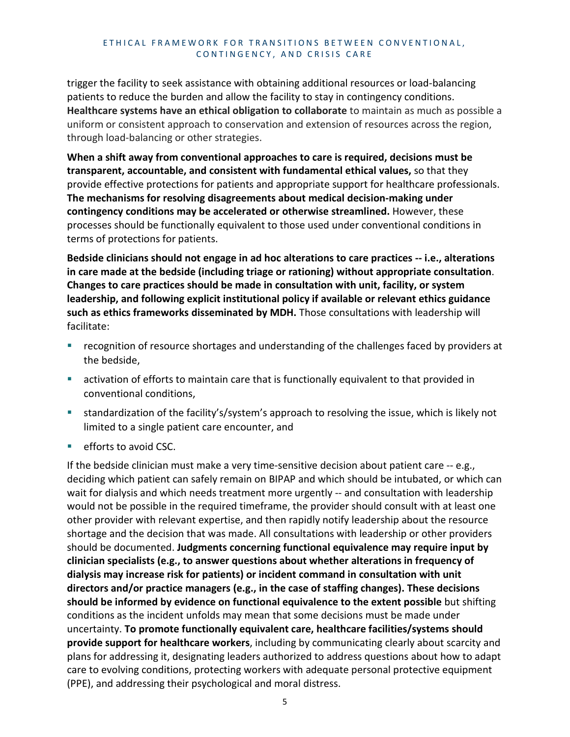trigger the facility to seek assistance with obtaining additional resources or load-balancing patients to reduce the burden and allow the facility to stay in contingency conditions. **Healthcare systems have an ethical obligation to collaborate** to maintain as much as possible a uniform or consistent approach to conservation and extension of resources across the region, through load-balancing or other strategies.

**When a shift away from conventional approaches to care is required, decisions must be transparent, accountable, and consistent with fundamental ethical values,** so that they provide effective protections for patients and appropriate support for healthcare professionals. **The mechanisms for resolving disagreements about medical decision-making under contingency conditions may be accelerated or otherwise streamlined.** However, these processes should be functionally equivalent to those used under conventional conditions in terms of protections for patients.

**Bedside clinicians should not engage in ad hoc alterations to care practices -- i.e., alterations in care made at the bedside (including triage or rationing) without appropriate consultation**. **Changes to care practices should be made in consultation with unit, facility, or system leadership, and following explicit institutional policy if available or relevant ethics guidance such as ethics frameworks disseminated by MDH.** Those consultations with leadership will facilitate:

- recognition of resource shortages and understanding of the challenges faced by providers at the bedside,
- activation of efforts to maintain care that is functionally equivalent to that provided in conventional conditions,
- standardization of the facility's/system's approach to resolving the issue, which is likely not limited to a single patient care encounter, and
- efforts to avoid CSC.

If the bedside clinician must make a very time-sensitive decision about patient care -- e.g., deciding which patient can safely remain on BIPAP and which should be intubated, or which can wait for dialysis and which needs treatment more urgently -- and consultation with leadership would not be possible in the required timeframe, the provider should consult with at least one other provider with relevant expertise, and then rapidly notify leadership about the resource shortage and the decision that was made. All consultations with leadership or other providers should be documented. **Judgments concerning functional equivalence may require input by clinician specialists (e.g., to answer questions about whether alterations in frequency of dialysis may increase risk for patients) or incident command in consultation with unit directors and/or practice managers (e.g., in the case of staffing changes). These decisions should be informed by evidence on functional equivalence to the extent possible** but shifting conditions as the incident unfolds may mean that some decisions must be made under uncertainty. **To promote functionally equivalent care, healthcare facilities/systems should provide support for healthcare workers**, including by communicating clearly about scarcity and plans for addressing it, designating leaders authorized to address questions about how to adapt care to evolving conditions, protecting workers with adequate personal protective equipment (PPE), and addressing their psychological and moral distress.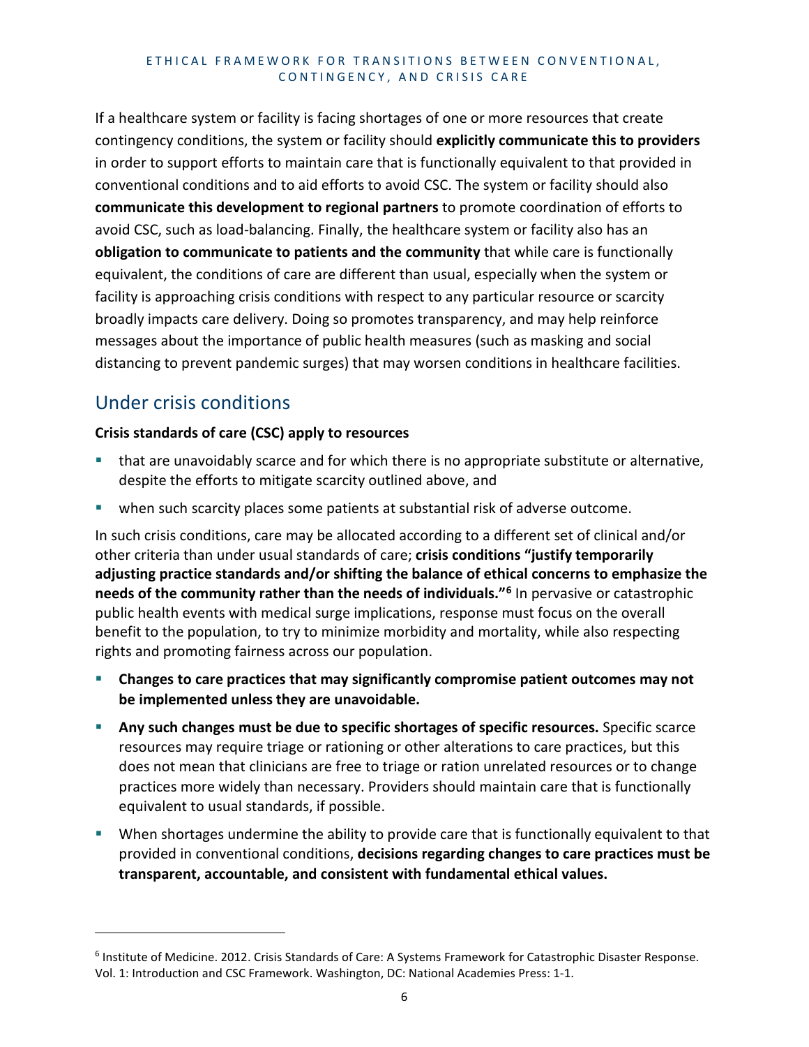If a healthcare system or facility is facing shortages of one or more resources that create contingency conditions, the system or facility should **explicitly communicate this to providers** in order to support efforts to maintain care that is functionally equivalent to that provided in conventional conditions and to aid efforts to avoid CSC. The system or facility should also **communicate this development to regional partners** to promote coordination of efforts to avoid CSC, such as load-balancing. Finally, the healthcare system or facility also has an **obligation to communicate to patients and the community** that while care is functionally equivalent, the conditions of care are different than usual, especially when the system or facility is approaching crisis conditions with respect to any particular resource or scarcity broadly impacts care delivery. Doing so promotes transparency, and may help reinforce messages about the importance of public health measures (such as masking and social distancing to prevent pandemic surges) that may worsen conditions in healthcare facilities.

## Under crisis conditions

**Crisis standards of care (CSC) apply to resources**

- that are unavoidably scarce and for which there is no appropriate substitute or alternative, despite the efforts to mitigate scarcity outlined above, and
- when such scarcity places some patients at substantial risk of adverse outcome.

In such crisis conditions, care may be allocated according to a different set of clinical and/or other criteria than under usual standards of care; **crisis conditions "justify temporarily adjusting practice standards and/or shifting the balance of ethical concerns to emphasize the needs of the community rather than the needs of individuals."[6]** In pervasive or catastrophic public health events with medical surge implications, response must focus on the overall benefit to the population, to try to minimize morbidity and mortality, while also respecting rights and promoting fairness across our population.

- **Changes to care practices that may significantly compromise patient outcomes may not be implemented unless they are unavoidable.**
- **Any such changes must be due to specific shortages of specific resources.** Specific scarce resources may require triage or rationing or other alterations to care practices, but this does not mean that clinicians are free to triage or ration unrelated resources or to change practices more widely than necessary. Providers should maintain care that is functionally equivalent to usual standards, if possible.
- When shortages undermine the ability to provide care that is functionally equivalent to that provided in conventional conditions, **decisions regarding changes to care practices must be transparent, accountable, and consistent with fundamental ethical values.**

[6] Institute of Medicine. 2012. Crisis Standards of Care: A Systems Framework for Catastrophic Disaster Response. Vol. 1: Introduction and CSC Framework. Washington, DC: National Academies Press: 1-1.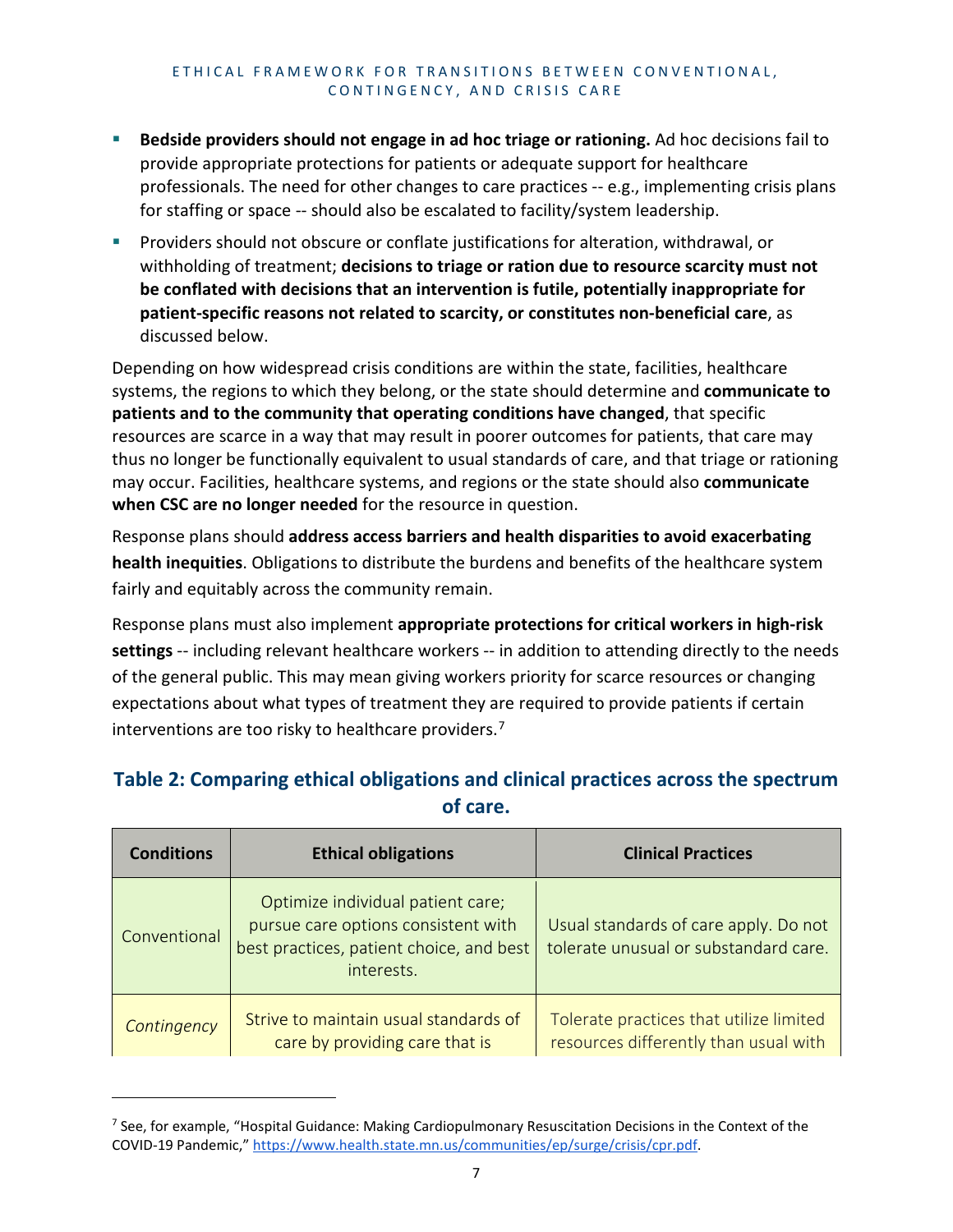- **Bedside providers should not engage in ad hoc triage or rationing.** Ad hoc decisions fail to provide appropriate protections for patients or adequate support for healthcare professionals. The need for other changes to care practices -- e.g., implementing crisis plans for staffing or space -- should also be escalated to facility/system leadership.
- Providers should not obscure or conflate justifications for alteration, withdrawal, or withholding of treatment; **decisions to triage or ration due to resource scarcity must not be conflated with decisions that an intervention is futile, potentially inappropriate for patient-specific reasons not related to scarcity, or constitutes non-beneficial care**, as discussed below.

Depending on how widespread crisis conditions are within the state, facilities, healthcare systems, the regions to which they belong, or the state should determine and **communicate to patients and to the community that operating conditions have changed**, that specific resources are scarce in a way that may result in poorer outcomes for patients, that care may thus no longer be functionally equivalent to usual standards of care, and that triage or rationing may occur. Facilities, healthcare systems, and regions or the state should also **communicate when CSC are no longer needed** for the resource in question.

Response plans should **address access barriers and health disparities to avoid exacerbating health inequities**. Obligations to distribute the burdens and benefits of the healthcare system fairly and equitably across the community remain.

Response plans must also implement **appropriate protections for critical workers in high-risk settings** -- including relevant healthcare workers -- in addition to attending directly to the needs of the general public. This may mean giving workers priority for scarce resources or changing expectations about what types of treatment they are required to provide patients if certain interventions are too risky to healthcare providers.[7]

## Table 2: Comparing ethical obligations and clinical practices across the spectrum of care.

| Conditions | Ethical obligations | Clinical Practices |
|---|---|---|
| Conventional | Optimize individual patient care; pursue care options consistent with best practices, patient choice, and best interests. | Usual standards of care apply. Do not tolerate unusual or substandard care. |
| *Contingency* | Strive to maintain usual standards of care by providing care that is | Tolerate practices that utilize limited resources differently than usual with |

[7] See, for example, "Hospital Guidance: Making Cardiopulmonary Resuscitation Decisions in the Context of the COVID-19 Pandemic," https://www.health.state.mn.us/communities/ep/surge/crisis/cpr.pdf.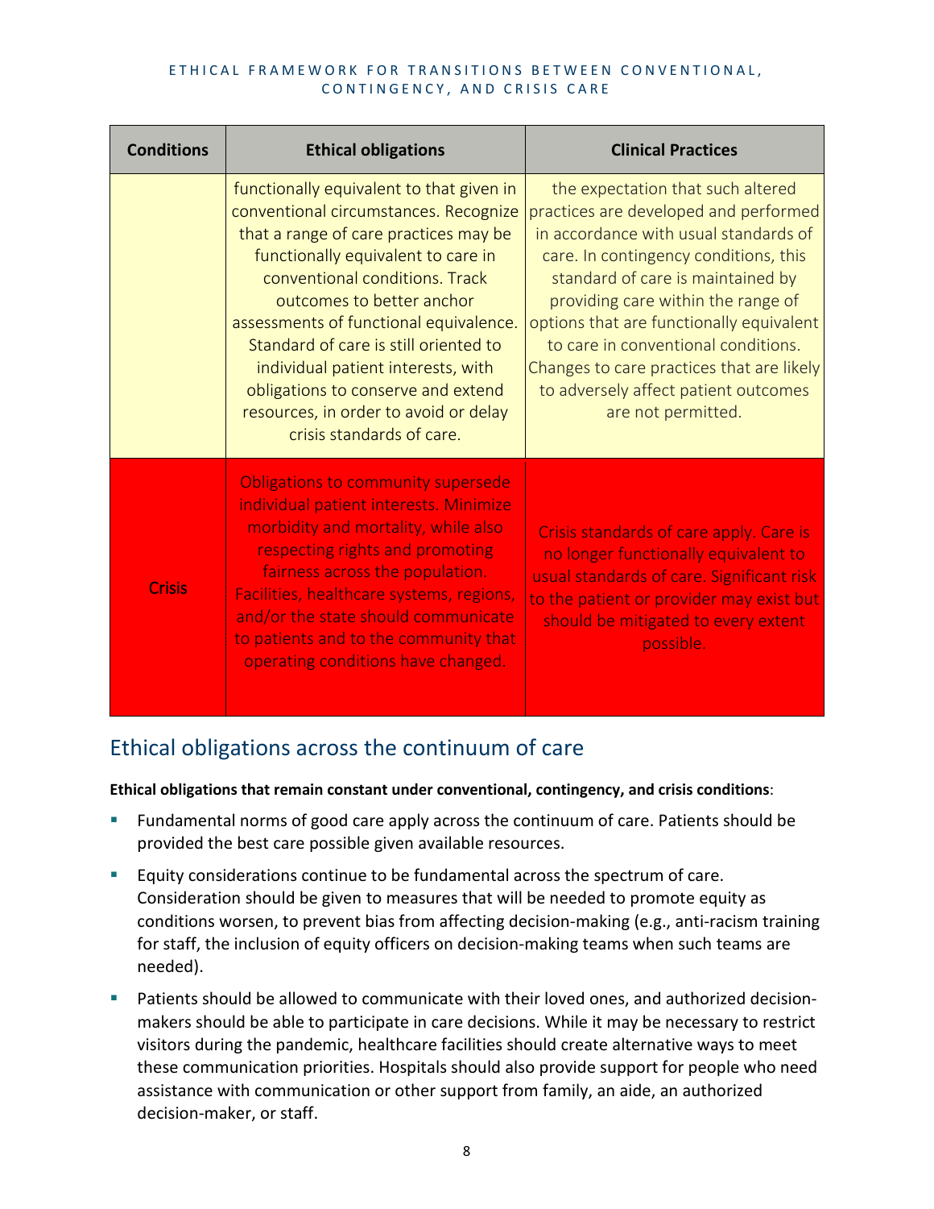| Conditions | Ethical obligations | Clinical Practices |
|---|---|---|
| | functionally equivalent to that given in conventional circumstances. Recognize that a range of care practices may be functionally equivalent to care in conventional conditions. Track outcomes to better anchor assessments of functional equivalence. Standard of care is still oriented to individual patient interests, with obligations to conserve and extend resources, in order to avoid or delay crisis standards of care. | the expectation that such altered practices are developed and performed in accordance with usual standards of care. In contingency conditions, this standard of care is maintained by providing care within the range of options that are functionally equivalent to care in conventional conditions. Changes to care practices that are likely to adversely affect patient outcomes are not permitted. |
| Crisis | Obligations to community supersede individual patient interests. Minimize morbidity and mortality, while also respecting rights and promoting fairness across the population. Facilities, healthcare systems, regions, and/or the state should communicate to patients and to the community that operating conditions have changed. | Crisis standards of care apply. Care is no longer functionally equivalent to usual standards of care. Significant risk to the patient or provider may exist but should be mitigated to every extent possible. |

## Ethical obligations across the continuum of care

**Ethical obligations that remain constant under conventional, contingency, and crisis conditions**:

- Fundamental norms of good care apply across the continuum of care. Patients should be provided the best care possible given available resources.
- Equity considerations continue to be fundamental across the spectrum of care. Consideration should be given to measures that will be needed to promote equity as conditions worsen, to prevent bias from affecting decision-making (e.g., anti-racism training for staff, the inclusion of equity officers on decision-making teams when such teams are needed).
- Patients should be allowed to communicate with their loved ones, and authorized decision-makers should be able to participate in care decisions. While it may be necessary to restrict visitors during the pandemic, healthcare facilities should create alternative ways to meet these communication priorities. Hospitals should also provide support for people who need assistance with communication or other support from family, an aide, an authorized decision-maker, or staff.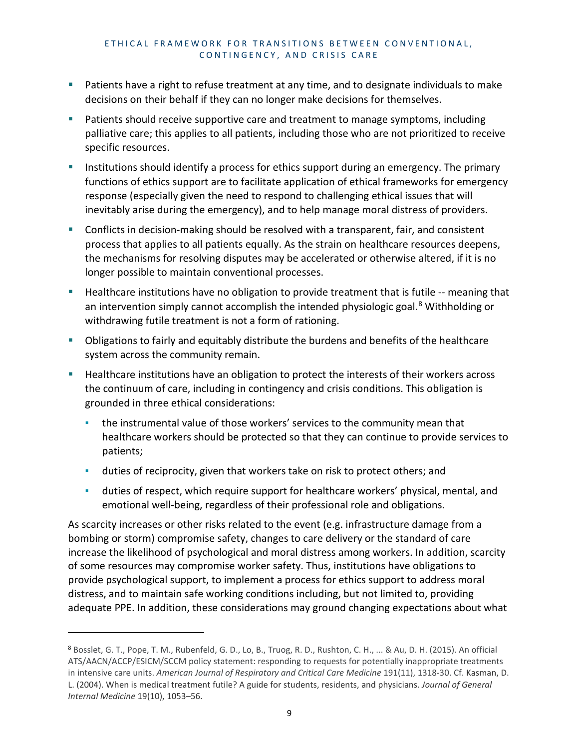- Patients have a right to refuse treatment at any time, and to designate individuals to make decisions on their behalf if they can no longer make decisions for themselves.
- Patients should receive supportive care and treatment to manage symptoms, including palliative care; this applies to all patients, including those who are not prioritized to receive specific resources.
- Institutions should identify a process for ethics support during an emergency. The primary functions of ethics support are to facilitate application of ethical frameworks for emergency response (especially given the need to respond to challenging ethical issues that will inevitably arise during the emergency), and to help manage moral distress of providers.
- Conflicts in decision-making should be resolved with a transparent, fair, and consistent process that applies to all patients equally. As the strain on healthcare resources deepens, the mechanisms for resolving disputes may be accelerated or otherwise altered, if it is no longer possible to maintain conventional processes.
- Healthcare institutions have no obligation to provide treatment that is futile -- meaning that an intervention simply cannot accomplish the intended physiologic goal.[8] Withholding or withdrawing futile treatment is not a form of rationing.
- Obligations to fairly and equitably distribute the burdens and benefits of the healthcare system across the community remain.
- Healthcare institutions have an obligation to protect the interests of their workers across the continuum of care, including in contingency and crisis conditions. This obligation is grounded in three ethical considerations:
  - the instrumental value of those workers' services to the community mean that healthcare workers should be protected so that they can continue to provide services to patients;
  - duties of reciprocity, given that workers take on risk to protect others; and
  - duties of respect, which require support for healthcare workers' physical, mental, and emotional well-being, regardless of their professional role and obligations.

As scarcity increases or other risks related to the event (e.g. infrastructure damage from a bombing or storm) compromise safety, changes to care delivery or the standard of care increase the likelihood of psychological and moral distress among workers. In addition, scarcity of some resources may compromise worker safety. Thus, institutions have obligations to provide psychological support, to implement a process for ethics support to address moral distress, and to maintain safe working conditions including, but not limited to, providing adequate PPE. In addition, these considerations may ground changing expectations about what

---

[8] Bosslet, G. T., Pope, T. M., Rubenfeld, G. D., Lo, B., Truog, R. D., Rushton, C. H., ... & Au, D. H. (2015). An official ATS/AACN/ACCP/ESICM/SCCM policy statement: responding to requests for potentially inappropriate treatments in intensive care units. *American Journal of Respiratory and Critical Care Medicine* 191(11), 1318-30. Cf. Kasman, D. L. (2004). When is medical treatment futile? A guide for students, residents, and physicians. *Journal of General Internal Medicine* 19(10), 1053–56.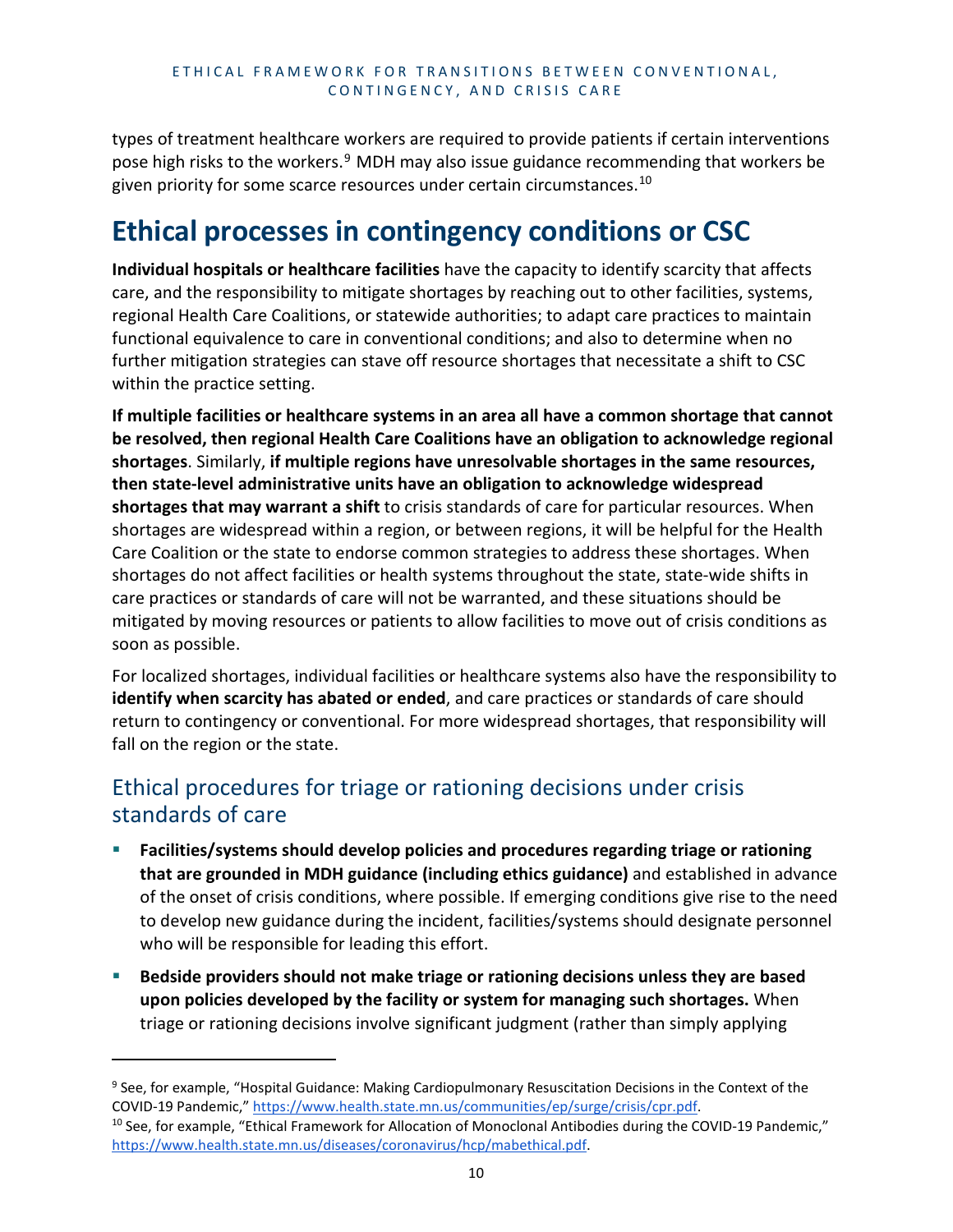types of treatment healthcare workers are required to provide patients if certain interventions pose high risks to the workers.[9] MDH may also issue guidance recommending that workers be given priority for some scarce resources under certain circumstances.[10]

# Ethical processes in contingency conditions or CSC

**Individual hospitals or healthcare facilities** have the capacity to identify scarcity that affects care, and the responsibility to mitigate shortages by reaching out to other facilities, systems, regional Health Care Coalitions, or statewide authorities; to adapt care practices to maintain functional equivalence to care in conventional conditions; and also to determine when no further mitigation strategies can stave off resource shortages that necessitate a shift to CSC within the practice setting.

**If multiple facilities or healthcare systems in an area all have a common shortage that cannot be resolved, then regional Health Care Coalitions have an obligation to acknowledge regional shortages**. Similarly, **if multiple regions have unresolvable shortages in the same resources, then state-level administrative units have an obligation to acknowledge widespread shortages that may warrant a shift** to crisis standards of care for particular resources. When shortages are widespread within a region, or between regions, it will be helpful for the Health Care Coalition or the state to endorse common strategies to address these shortages. When shortages do not affect facilities or health systems throughout the state, state-wide shifts in care practices or standards of care will not be warranted, and these situations should be mitigated by moving resources or patients to allow facilities to move out of crisis conditions as soon as possible.

For localized shortages, individual facilities or healthcare systems also have the responsibility to **identify when scarcity has abated or ended**, and care practices or standards of care should return to contingency or conventional. For more widespread shortages, that responsibility will fall on the region or the state.

## Ethical procedures for triage or rationing decisions under crisis standards of care

- **Facilities/systems should develop policies and procedures regarding triage or rationing that are grounded in MDH guidance (including ethics guidance)** and established in advance of the onset of crisis conditions, where possible. If emerging conditions give rise to the need to develop new guidance during the incident, facilities/systems should designate personnel who will be responsible for leading this effort.
- **Bedside providers should not make triage or rationing decisions unless they are based upon policies developed by the facility or system for managing such shortages.** When triage or rationing decisions involve significant judgment (rather than simply applying

---

[9] See, for example, "Hospital Guidance: Making Cardiopulmonary Resuscitation Decisions in the Context of the COVID-19 Pandemic," https://www.health.state.mn.us/communities/ep/surge/crisis/cpr.pdf.

[10] See, for example, "Ethical Framework for Allocation of Monoclonal Antibodies during the COVID-19 Pandemic," https://www.health.state.mn.us/diseases/coronavirus/hcp/mabethical.pdf.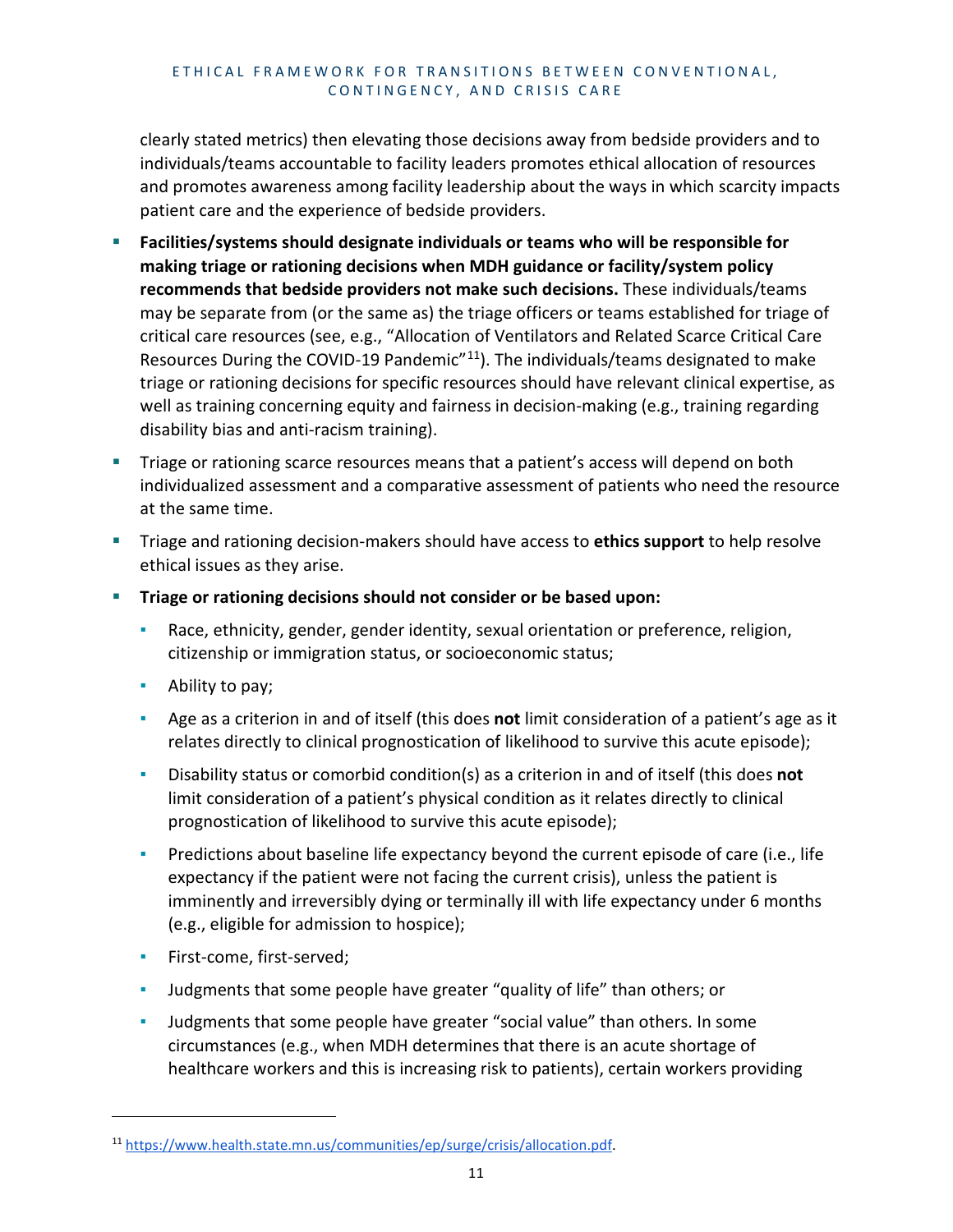clearly stated metrics) then elevating those decisions away from bedside providers and to individuals/teams accountable to facility leaders promotes ethical allocation of resources and promotes awareness among facility leadership about the ways in which scarcity impacts patient care and the experience of bedside providers.

- **Facilities/systems should designate individuals or teams who will be responsible for making triage or rationing decisions when MDH guidance or facility/system policy recommends that bedside providers not make such decisions.** These individuals/teams may be separate from (or the same as) the triage officers or teams established for triage of critical care resources (see, e.g., "Allocation of Ventilators and Related Scarce Critical Care Resources During the COVID-19 Pandemic"[11]). The individuals/teams designated to make triage or rationing decisions for specific resources should have relevant clinical expertise, as well as training concerning equity and fairness in decision-making (e.g., training regarding disability bias and anti-racism training).
- Triage or rationing scarce resources means that a patient's access will depend on both individualized assessment and a comparative assessment of patients who need the resource at the same time.
- Triage and rationing decision-makers should have access to **ethics support** to help resolve ethical issues as they arise.
- **Triage or rationing decisions should not consider or be based upon:**
  - Race, ethnicity, gender, gender identity, sexual orientation or preference, religion, citizenship or immigration status, or socioeconomic status;
  - Ability to pay;
  - Age as a criterion in and of itself (this does **not** limit consideration of a patient's age as it relates directly to clinical prognostication of likelihood to survive this acute episode);
  - Disability status or comorbid condition(s) as a criterion in and of itself (this does **not** limit consideration of a patient's physical condition as it relates directly to clinical prognostication of likelihood to survive this acute episode);
  - Predictions about baseline life expectancy beyond the current episode of care (i.e., life expectancy if the patient were not facing the current crisis), unless the patient is imminently and irreversibly dying or terminally ill with life expectancy under 6 months (e.g., eligible for admission to hospice);
  - First-come, first-served;
  - Judgments that some people have greater "quality of life" than others; or
  - Judgments that some people have greater "social value" than others. In some circumstances (e.g., when MDH determines that there is an acute shortage of healthcare workers and this is increasing risk to patients), certain workers providing

[11] https://www.health.state.mn.us/communities/ep/surge/crisis/allocation.pdf.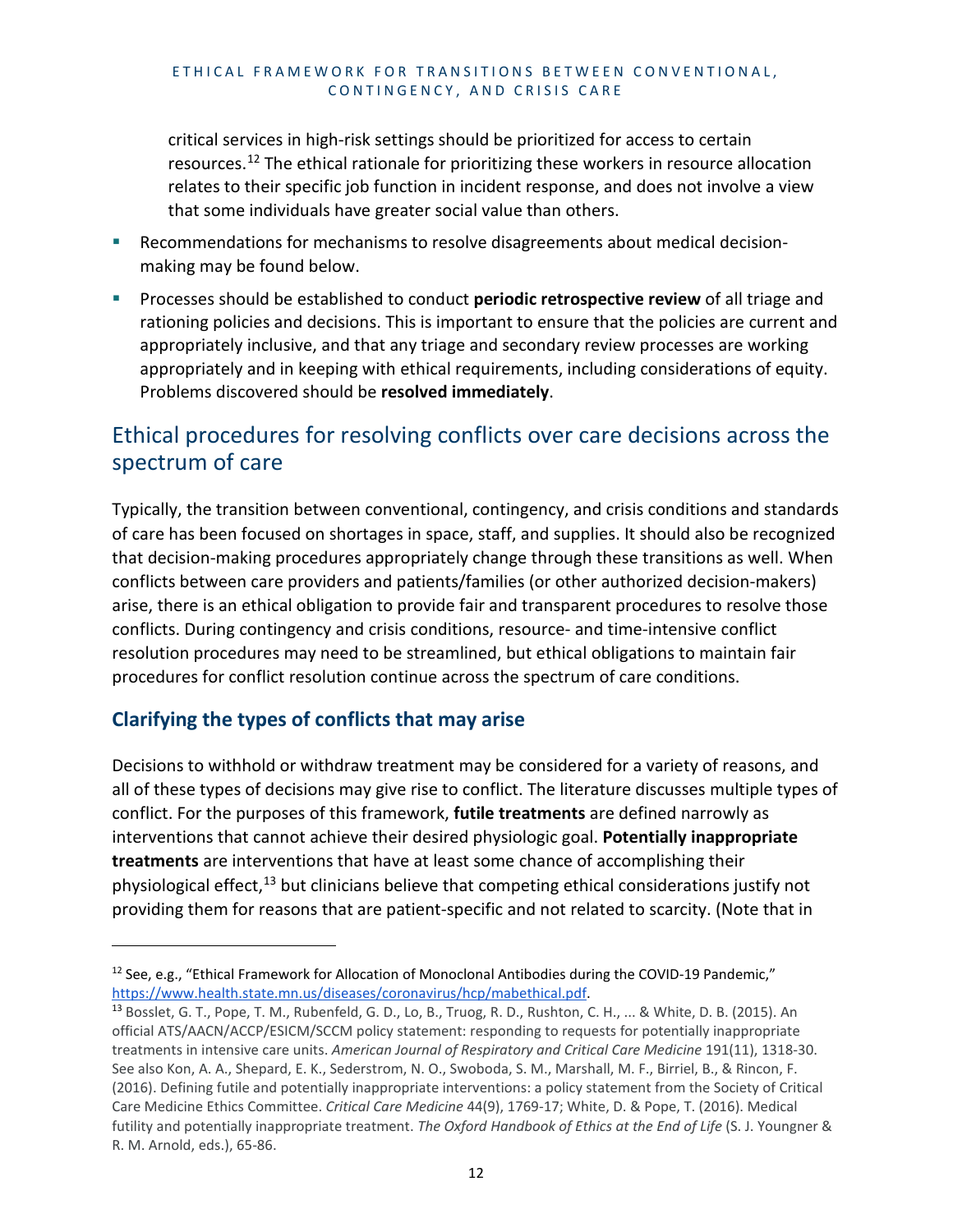critical services in high-risk settings should be prioritized for access to certain resources.[12] The ethical rationale for prioritizing these workers in resource allocation relates to their specific job function in incident response, and does not involve a view that some individuals have greater social value than others.

- Recommendations for mechanisms to resolve disagreements about medical decision-making may be found below.
- Processes should be established to conduct **periodic retrospective review** of all triage and rationing policies and decisions. This is important to ensure that the policies are current and appropriately inclusive, and that any triage and secondary review processes are working appropriately and in keeping with ethical requirements, including considerations of equity. Problems discovered should be **resolved immediately**.

## Ethical procedures for resolving conflicts over care decisions across the spectrum of care

Typically, the transition between conventional, contingency, and crisis conditions and standards of care has been focused on shortages in space, staff, and supplies. It should also be recognized that decision-making procedures appropriately change through these transitions as well. When conflicts between care providers and patients/families (or other authorized decision-makers) arise, there is an ethical obligation to provide fair and transparent procedures to resolve those conflicts. During contingency and crisis conditions, resource- and time-intensive conflict resolution procedures may need to be streamlined, but ethical obligations to maintain fair procedures for conflict resolution continue across the spectrum of care conditions.

### Clarifying the types of conflicts that may arise

Decisions to withhold or withdraw treatment may be considered for a variety of reasons, and all of these types of decisions may give rise to conflict. The literature discusses multiple types of conflict. For the purposes of this framework, **futile treatments** are defined narrowly as interventions that cannot achieve their desired physiologic goal. **Potentially inappropriate treatments** are interventions that have at least some chance of accomplishing their physiological effect,[13] but clinicians believe that competing ethical considerations justify not providing them for reasons that are patient-specific and not related to scarcity. (Note that in

---

[12] See, e.g., "Ethical Framework for Allocation of Monoclonal Antibodies during the COVID-19 Pandemic," https://www.health.state.mn.us/diseases/coronavirus/hcp/mabethical.pdf.

[13] Bosslet, G. T., Pope, T. M., Rubenfeld, G. D., Lo, B., Truog, R. D., Rushton, C. H., ... & White, D. B. (2015). An official ATS/AACN/ACCP/ESICM/SCCM policy statement: responding to requests for potentially inappropriate treatments in intensive care units. *American Journal of Respiratory and Critical Care Medicine* 191(11), 1318-30. See also Kon, A. A., Shepard, E. K., Sederstrom, N. O., Swoboda, S. M., Marshall, M. F., Birriel, B., & Rincon, F. (2016). Defining futile and potentially inappropriate interventions: a policy statement from the Society of Critical Care Medicine Ethics Committee. *Critical Care Medicine* 44(9), 1769-17; White, D. & Pope, T. (2016). Medical futility and potentially inappropriate treatment. *The Oxford Handbook of Ethics at the End of Life* (S. J. Youngner & R. M. Arnold, eds.), 65-86.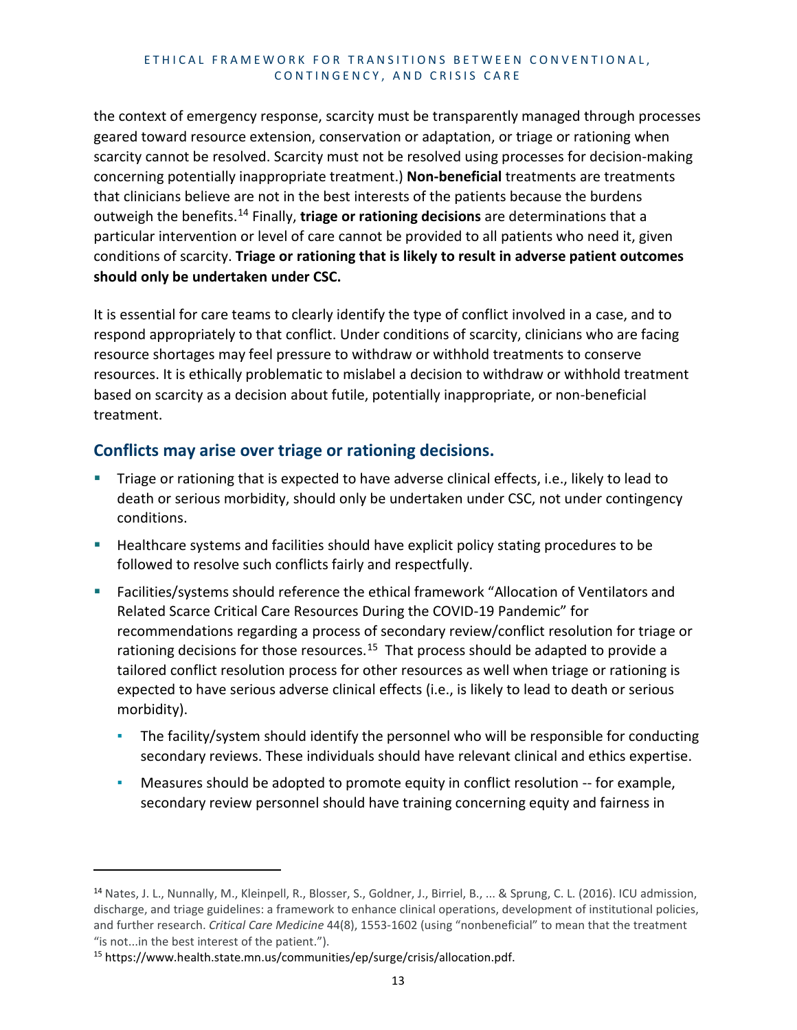the context of emergency response, scarcity must be transparently managed through processes geared toward resource extension, conservation or adaptation, or triage or rationing when scarcity cannot be resolved. Scarcity must not be resolved using processes for decision-making concerning potentially inappropriate treatment.) **Non-beneficial** treatments are treatments that clinicians believe are not in the best interests of the patients because the burdens outweigh the benefits.[14] Finally, **triage or rationing decisions** are determinations that a particular intervention or level of care cannot be provided to all patients who need it, given conditions of scarcity. **Triage or rationing that is likely to result in adverse patient outcomes should only be undertaken under CSC.**

It is essential for care teams to clearly identify the type of conflict involved in a case, and to respond appropriately to that conflict. Under conditions of scarcity, clinicians who are facing resource shortages may feel pressure to withdraw or withhold treatments to conserve resources. It is ethically problematic to mislabel a decision to withdraw or withhold treatment based on scarcity as a decision about futile, potentially inappropriate, or non-beneficial treatment.

## Conflicts may arise over triage or rationing decisions.

- Triage or rationing that is expected to have adverse clinical effects, i.e., likely to lead to death or serious morbidity, should only be undertaken under CSC, not under contingency conditions.
- Healthcare systems and facilities should have explicit policy stating procedures to be followed to resolve such conflicts fairly and respectfully.
- Facilities/systems should reference the ethical framework "Allocation of Ventilators and Related Scarce Critical Care Resources During the COVID-19 Pandemic" for recommendations regarding a process of secondary review/conflict resolution for triage or rationing decisions for those resources.[15] That process should be adapted to provide a tailored conflict resolution process for other resources as well when triage or rationing is expected to have serious adverse clinical effects (i.e., is likely to lead to death or serious morbidity).
  - The facility/system should identify the personnel who will be responsible for conducting secondary reviews. These individuals should have relevant clinical and ethics expertise.
  - Measures should be adopted to promote equity in conflict resolution -- for example, secondary review personnel should have training concerning equity and fairness in

---

[14] Nates, J. L., Nunnally, M., Kleinpell, R., Blosser, S., Goldner, J., Birriel, B., ... & Sprung, C. L. (2016). ICU admission, discharge, and triage guidelines: a framework to enhance clinical operations, development of institutional policies, and further research. *Critical Care Medicine* 44(8), 1553-1602 (using "nonbeneficial" to mean that the treatment "is not...in the best interest of the patient.").

[15] https://www.health.state.mn.us/communities/ep/surge/crisis/allocation.pdf.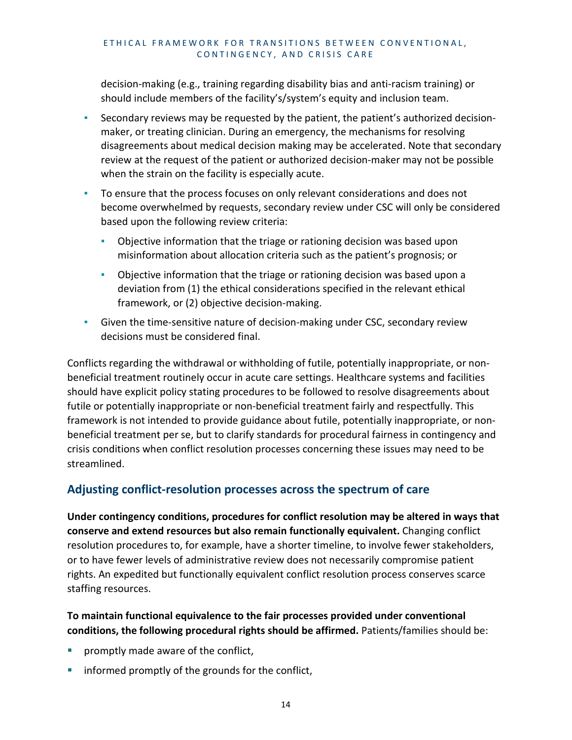decision-making (e.g., training regarding disability bias and anti-racism training) or should include members of the facility's/system's equity and inclusion team.

- Secondary reviews may be requested by the patient, the patient's authorized decision-maker, or treating clinician. During an emergency, the mechanisms for resolving disagreements about medical decision making may be accelerated. Note that secondary review at the request of the patient or authorized decision-maker may not be possible when the strain on the facility is especially acute.
- To ensure that the process focuses on only relevant considerations and does not become overwhelmed by requests, secondary review under CSC will only be considered based upon the following review criteria:
  - Objective information that the triage or rationing decision was based upon misinformation about allocation criteria such as the patient's prognosis; or
  - Objective information that the triage or rationing decision was based upon a deviation from (1) the ethical considerations specified in the relevant ethical framework, or (2) objective decision-making.
- Given the time-sensitive nature of decision-making under CSC, secondary review decisions must be considered final.

Conflicts regarding the withdrawal or withholding of futile, potentially inappropriate, or non-beneficial treatment routinely occur in acute care settings. Healthcare systems and facilities should have explicit policy stating procedures to be followed to resolve disagreements about futile or potentially inappropriate or non-beneficial treatment fairly and respectfully. This framework is not intended to provide guidance about futile, potentially inappropriate, or non-beneficial treatment per se, but to clarify standards for procedural fairness in contingency and crisis conditions when conflict resolution processes concerning these issues may need to be streamlined.

## Adjusting conflict-resolution processes across the spectrum of care

**Under contingency conditions, procedures for conflict resolution may be altered in ways that conserve and extend resources but also remain functionally equivalent.** Changing conflict resolution procedures to, for example, have a shorter timeline, to involve fewer stakeholders, or to have fewer levels of administrative review does not necessarily compromise patient rights. An expedited but functionally equivalent conflict resolution process conserves scarce staffing resources.

**To maintain functional equivalence to the fair processes provided under conventional conditions, the following procedural rights should be affirmed.** Patients/families should be:

- promptly made aware of the conflict,
- informed promptly of the grounds for the conflict,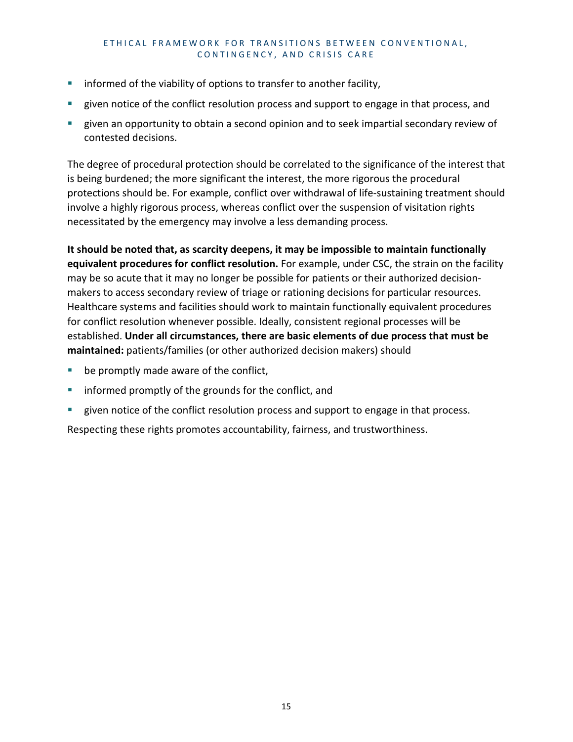- informed of the viability of options to transfer to another facility,
- given notice of the conflict resolution process and support to engage in that process, and
- given an opportunity to obtain a second opinion and to seek impartial secondary review of contested decisions.

The degree of procedural protection should be correlated to the significance of the interest that is being burdened; the more significant the interest, the more rigorous the procedural protections should be. For example, conflict over withdrawal of life-sustaining treatment should involve a highly rigorous process, whereas conflict over the suspension of visitation rights necessitated by the emergency may involve a less demanding process.

**It should be noted that, as scarcity deepens, it may be impossible to maintain functionally equivalent procedures for conflict resolution.** For example, under CSC, the strain on the facility may be so acute that it may no longer be possible for patients or their authorized decision-makers to access secondary review of triage or rationing decisions for particular resources. Healthcare systems and facilities should work to maintain functionally equivalent procedures for conflict resolution whenever possible. Ideally, consistent regional processes will be established. **Under all circumstances, there are basic elements of due process that must be maintained:** patients/families (or other authorized decision makers) should

- be promptly made aware of the conflict,
- informed promptly of the grounds for the conflict, and
- given notice of the conflict resolution process and support to engage in that process.

Respecting these rights promotes accountability, fairness, and trustworthiness.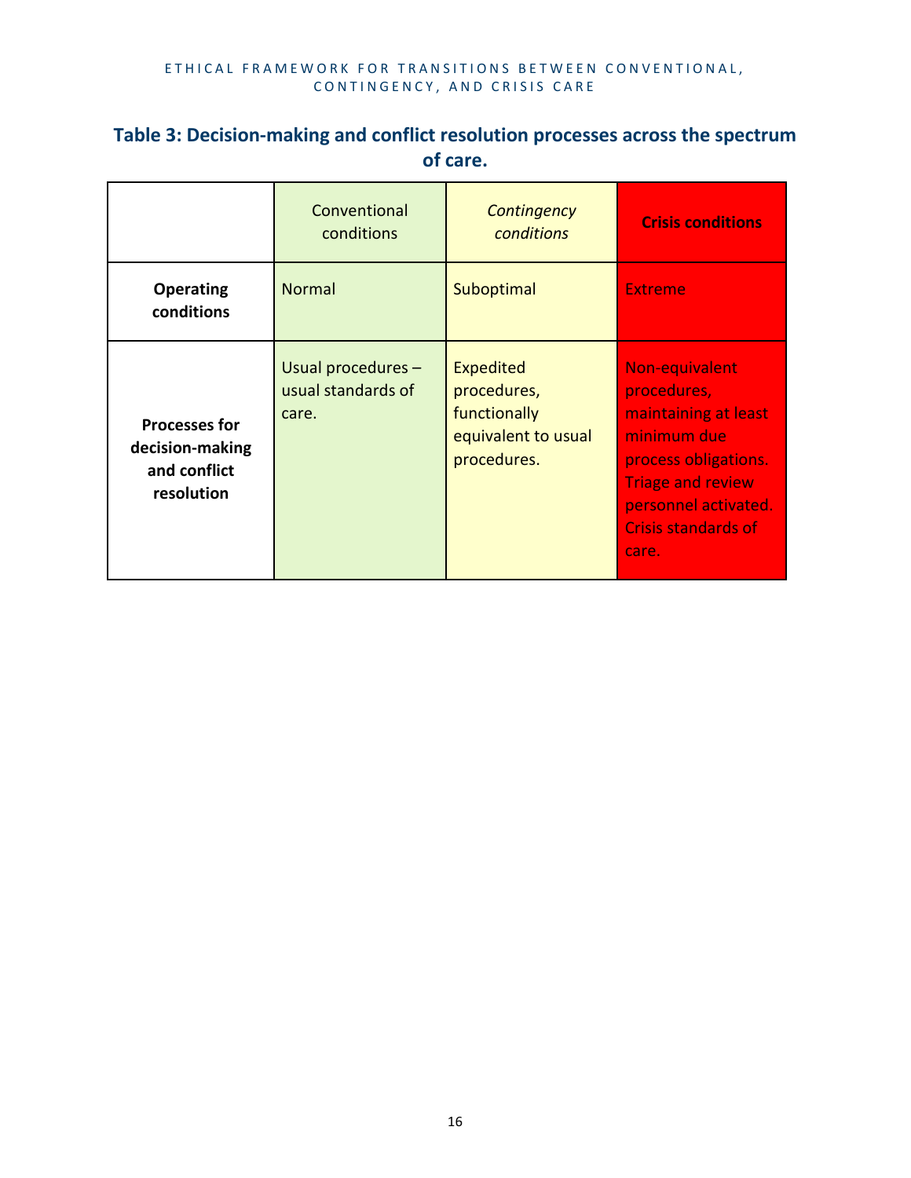### Table 3: Decision-making and conflict resolution processes across the spectrum of care.

| | Conventional conditions | *Contingency conditions* | **Crisis conditions** |
|---|---|---|---|
| **Operating conditions** | Normal | Suboptimal | Extreme |
| **Processes for decision-making and conflict resolution** | Usual procedures – usual standards of care. | Expedited procedures, functionally equivalent to usual procedures. | Non-equivalent procedures, maintaining at least minimum due process obligations. Triage and review personnel activated. Crisis standards of care. |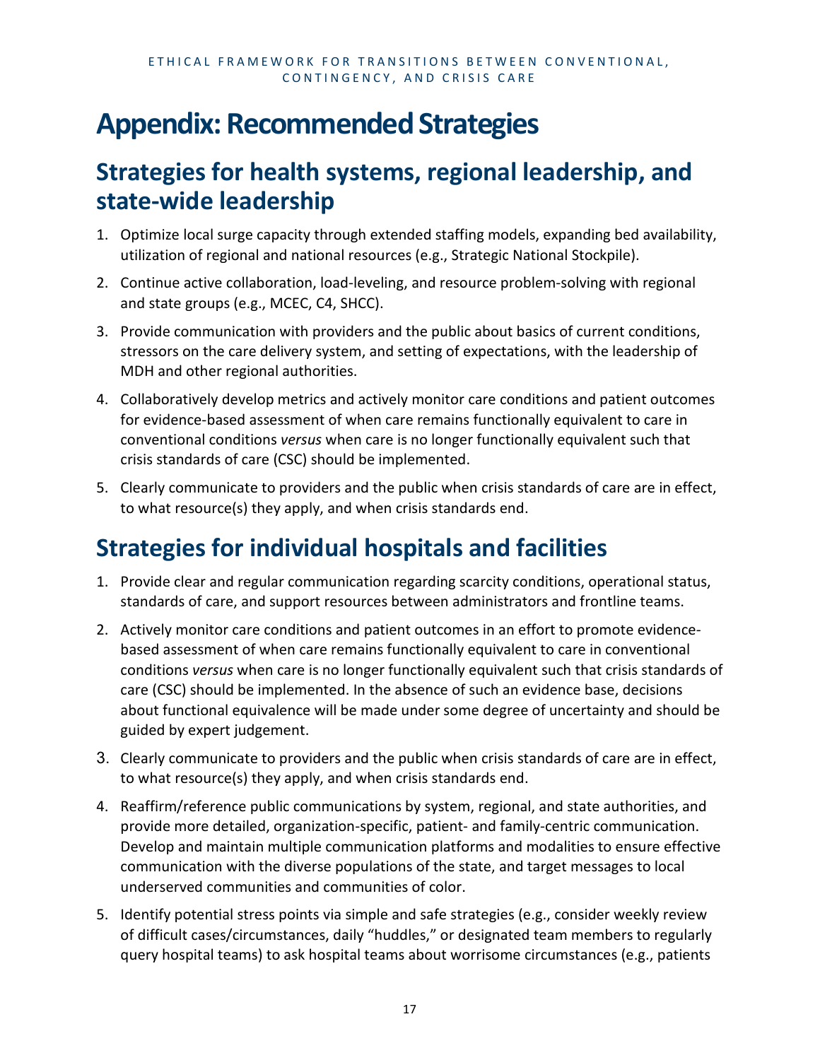# Appendix: Recommended Strategies

## Strategies for health systems, regional leadership, and state-wide leadership

1. Optimize local surge capacity through extended staffing models, expanding bed availability, utilization of regional and national resources (e.g., Strategic National Stockpile).
2. Continue active collaboration, load-leveling, and resource problem-solving with regional and state groups (e.g., MCEC, C4, SHCC).
3. Provide communication with providers and the public about basics of current conditions, stressors on the care delivery system, and setting of expectations, with the leadership of MDH and other regional authorities.
4. Collaboratively develop metrics and actively monitor care conditions and patient outcomes for evidence-based assessment of when care remains functionally equivalent to care in conventional conditions *versus* when care is no longer functionally equivalent such that crisis standards of care (CSC) should be implemented.
5. Clearly communicate to providers and the public when crisis standards of care are in effect, to what resource(s) they apply, and when crisis standards end.

## Strategies for individual hospitals and facilities

1. Provide clear and regular communication regarding scarcity conditions, operational status, standards of care, and support resources between administrators and frontline teams.
2. Actively monitor care conditions and patient outcomes in an effort to promote evidence-based assessment of when care remains functionally equivalent to care in conventional conditions *versus* when care is no longer functionally equivalent such that crisis standards of care (CSC) should be implemented. In the absence of such an evidence base, decisions about functional equivalence will be made under some degree of uncertainty and should be guided by expert judgement.
3. Clearly communicate to providers and the public when crisis standards of care are in effect, to what resource(s) they apply, and when crisis standards end.
4. Reaffirm/reference public communications by system, regional, and state authorities, and provide more detailed, organization-specific, patient- and family-centric communication. Develop and maintain multiple communication platforms and modalities to ensure effective communication with the diverse populations of the state, and target messages to local underserved communities and communities of color.
5. Identify potential stress points via simple and safe strategies (e.g., consider weekly review of difficult cases/circumstances, daily "huddles," or designated team members to regularly query hospital teams) to ask hospital teams about worrisome circumstances (e.g., patients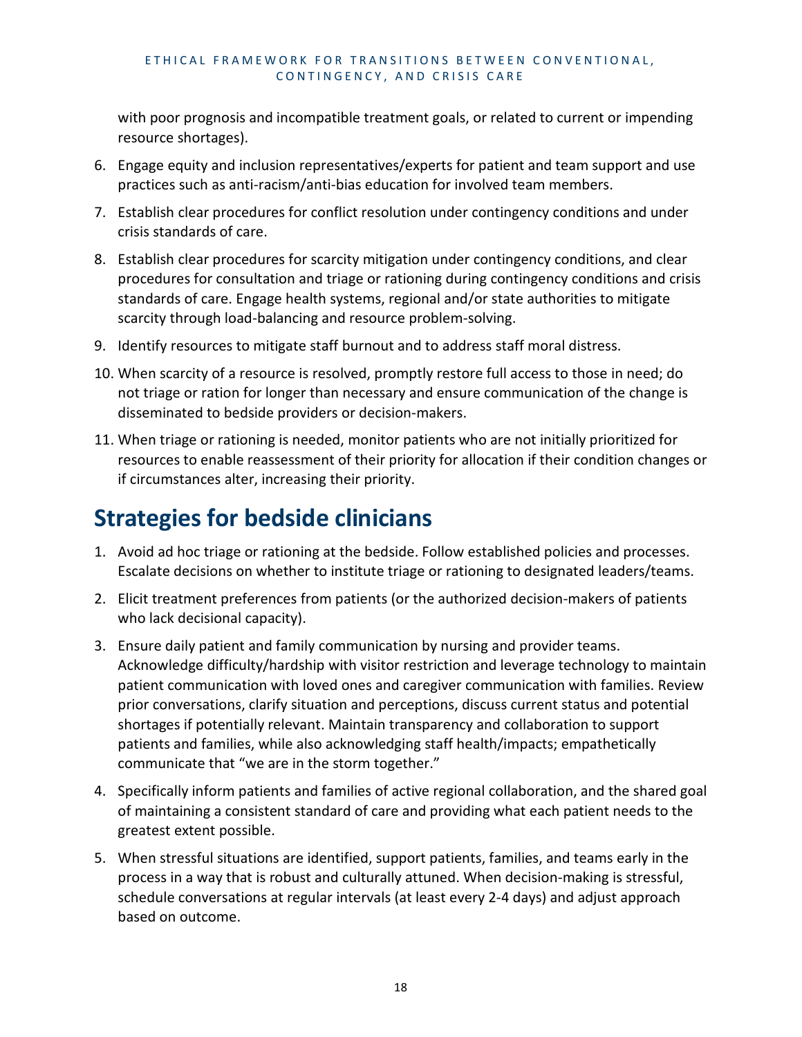with poor prognosis and incompatible treatment goals, or related to current or impending resource shortages).

6. Engage equity and inclusion representatives/experts for patient and team support and use practices such as anti-racism/anti-bias education for involved team members.
7. Establish clear procedures for conflict resolution under contingency conditions and under crisis standards of care.
8. Establish clear procedures for scarcity mitigation under contingency conditions, and clear procedures for consultation and triage or rationing during contingency conditions and crisis standards of care. Engage health systems, regional and/or state authorities to mitigate scarcity through load-balancing and resource problem-solving.
9. Identify resources to mitigate staff burnout and to address staff moral distress.
10. When scarcity of a resource is resolved, promptly restore full access to those in need; do not triage or ration for longer than necessary and ensure communication of the change is disseminated to bedside providers or decision-makers.
11. When triage or rationing is needed, monitor patients who are not initially prioritized for resources to enable reassessment of their priority for allocation if their condition changes or if circumstances alter, increasing their priority.

## Strategies for bedside clinicians

1. Avoid ad hoc triage or rationing at the bedside. Follow established policies and processes. Escalate decisions on whether to institute triage or rationing to designated leaders/teams.
2. Elicit treatment preferences from patients (or the authorized decision-makers of patients who lack decisional capacity).
3. Ensure daily patient and family communication by nursing and provider teams. Acknowledge difficulty/hardship with visitor restriction and leverage technology to maintain patient communication with loved ones and caregiver communication with families. Review prior conversations, clarify situation and perceptions, discuss current status and potential shortages if potentially relevant. Maintain transparency and collaboration to support patients and families, while also acknowledging staff health/impacts; empathetically communicate that "we are in the storm together."
4. Specifically inform patients and families of active regional collaboration, and the shared goal of maintaining a consistent standard of care and providing what each patient needs to the greatest extent possible.
5. When stressful situations are identified, support patients, families, and teams early in the process in a way that is robust and culturally attuned. When decision-making is stressful, schedule conversations at regular intervals (at least every 2-4 days) and adjust approach based on outcome.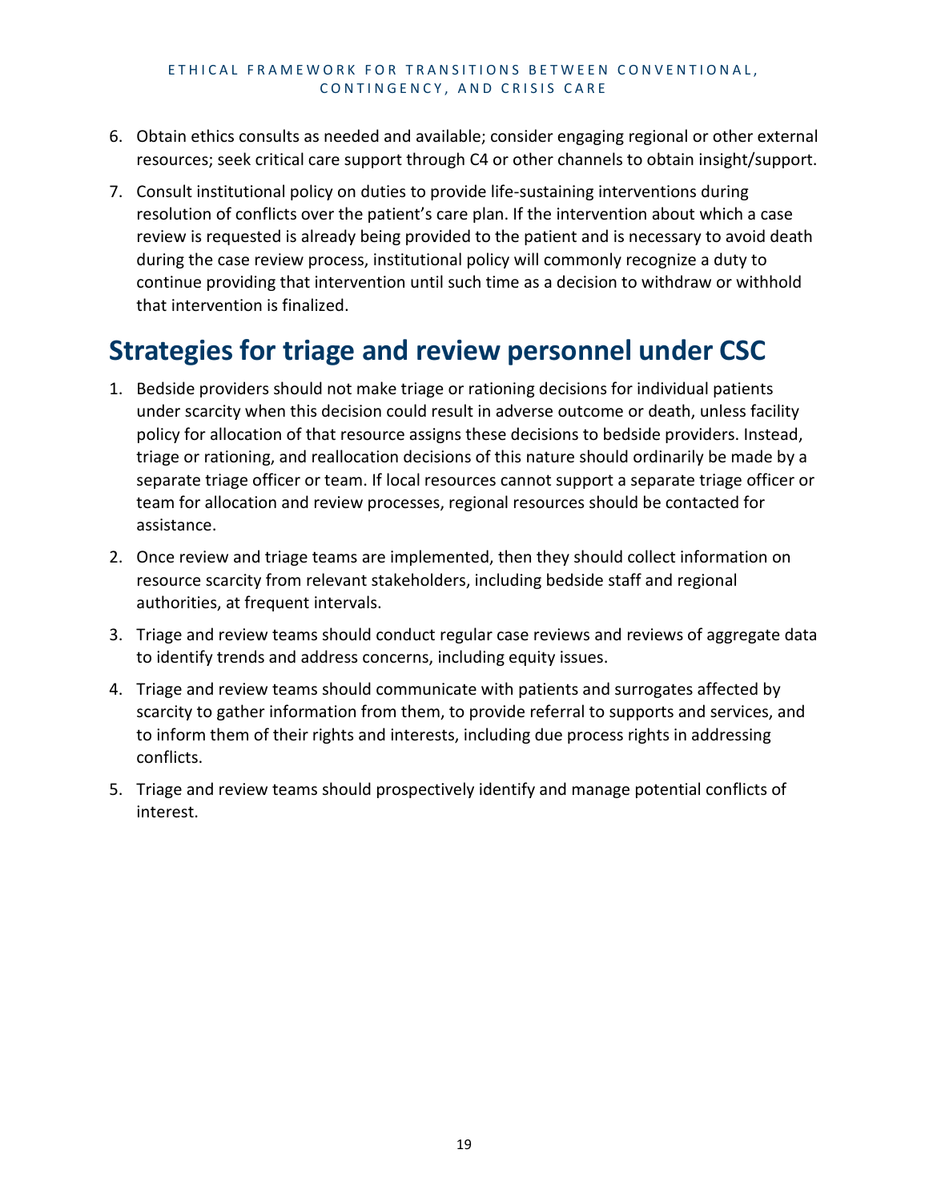6. Obtain ethics consults as needed and available; consider engaging regional or other external resources; seek critical care support through C4 or other channels to obtain insight/support.
7. Consult institutional policy on duties to provide life-sustaining interventions during resolution of conflicts over the patient's care plan. If the intervention about which a case review is requested is already being provided to the patient and is necessary to avoid death during the case review process, institutional policy will commonly recognize a duty to continue providing that intervention until such time as a decision to withdraw or withhold that intervention is finalized.

## Strategies for triage and review personnel under CSC

1. Bedside providers should not make triage or rationing decisions for individual patients under scarcity when this decision could result in adverse outcome or death, unless facility policy for allocation of that resource assigns these decisions to bedside providers. Instead, triage or rationing, and reallocation decisions of this nature should ordinarily be made by a separate triage officer or team. If local resources cannot support a separate triage officer or team for allocation and review processes, regional resources should be contacted for assistance.
2. Once review and triage teams are implemented, then they should collect information on resource scarcity from relevant stakeholders, including bedside staff and regional authorities, at frequent intervals.
3. Triage and review teams should conduct regular case reviews and reviews of aggregate data to identify trends and address concerns, including equity issues.
4. Triage and review teams should communicate with patients and surrogates affected by scarcity to gather information from them, to provide referral to supports and services, and to inform them of their rights and interests, including due process rights in addressing conflicts.
5. Triage and review teams should prospectively identify and manage potential conflicts of interest.